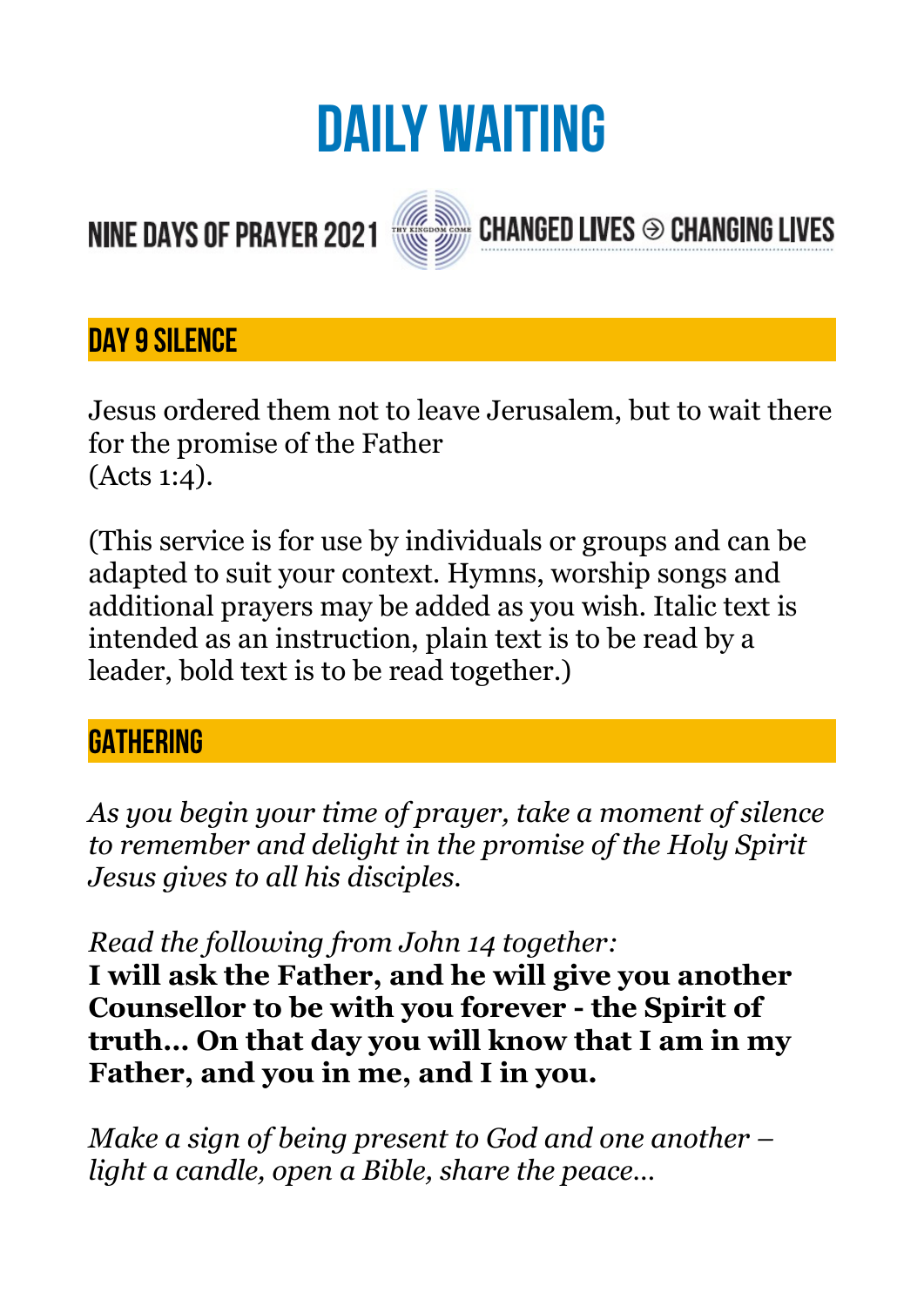# DAILY WAITING

NINE DAYS OF PRAYER 2021 CHANGED LIVES ⊖ CHANGING LIVES

## DAY 9 SILENCE

Jesus ordered them not to leave Jerusalem, but to wait there for the promise of the Father
(Acts 1:4).

(This service is for use by individuals or groups and can be adapted to suit your context. Hymns, worship songs and additional prayers may be added as you wish. Italic text is intended as an instruction, plain text is to be read by a leader, bold text is to be read together.)

## GATHERING

*As you begin your time of prayer, take a moment of silence to remember and delight in the promise of the Holy Spirit Jesus gives to all his disciples.*

*Read the following from John 14 together:*
**I will ask the Father, and he will give you another Counsellor to be with you forever - the Spirit of truth… On that day you will know that I am in my Father, and you in me, and I in you.**

*Make a sign of being present to God and one another – light a candle, open a Bible, share the peace…*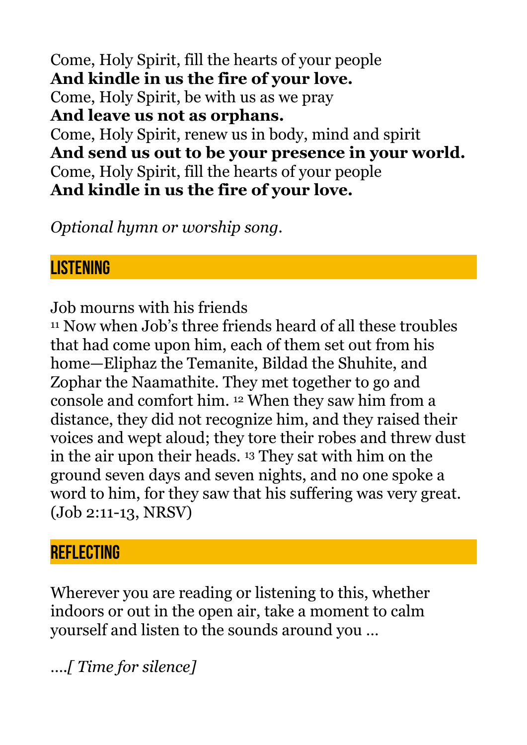Come, Holy Spirit, fill the hearts of your people
**And kindle in us the fire of your love.**
Come, Holy Spirit, be with us as we pray
**And leave us not as orphans.**
Come, Holy Spirit, renew us in body, mind and spirit
**And send us out to be your presence in your world.**
Come, Holy Spirit, fill the hearts of your people
**And kindle in us the fire of your love.**

*Optional hymn or worship song.*

## LISTENING

Job mourns with his friends
[11] Now when Job's three friends heard of all these troubles that had come upon him, each of them set out from his home—Eliphaz the Temanite, Bildad the Shuhite, and Zophar the Naamathite. They met together to go and console and comfort him. [12] When they saw him from a distance, they did not recognize him, and they raised their voices and wept aloud; they tore their robes and threw dust in the air upon their heads. [13] They sat with him on the ground seven days and seven nights, and no one spoke a word to him, for they saw that his suffering was very great. (Job 2:11-13, NRSV)

## REFLECTING

Wherever you are reading or listening to this, whether indoors or out in the open air, take a moment to calm yourself and listen to the sounds around you …

….*[ Time for silence]*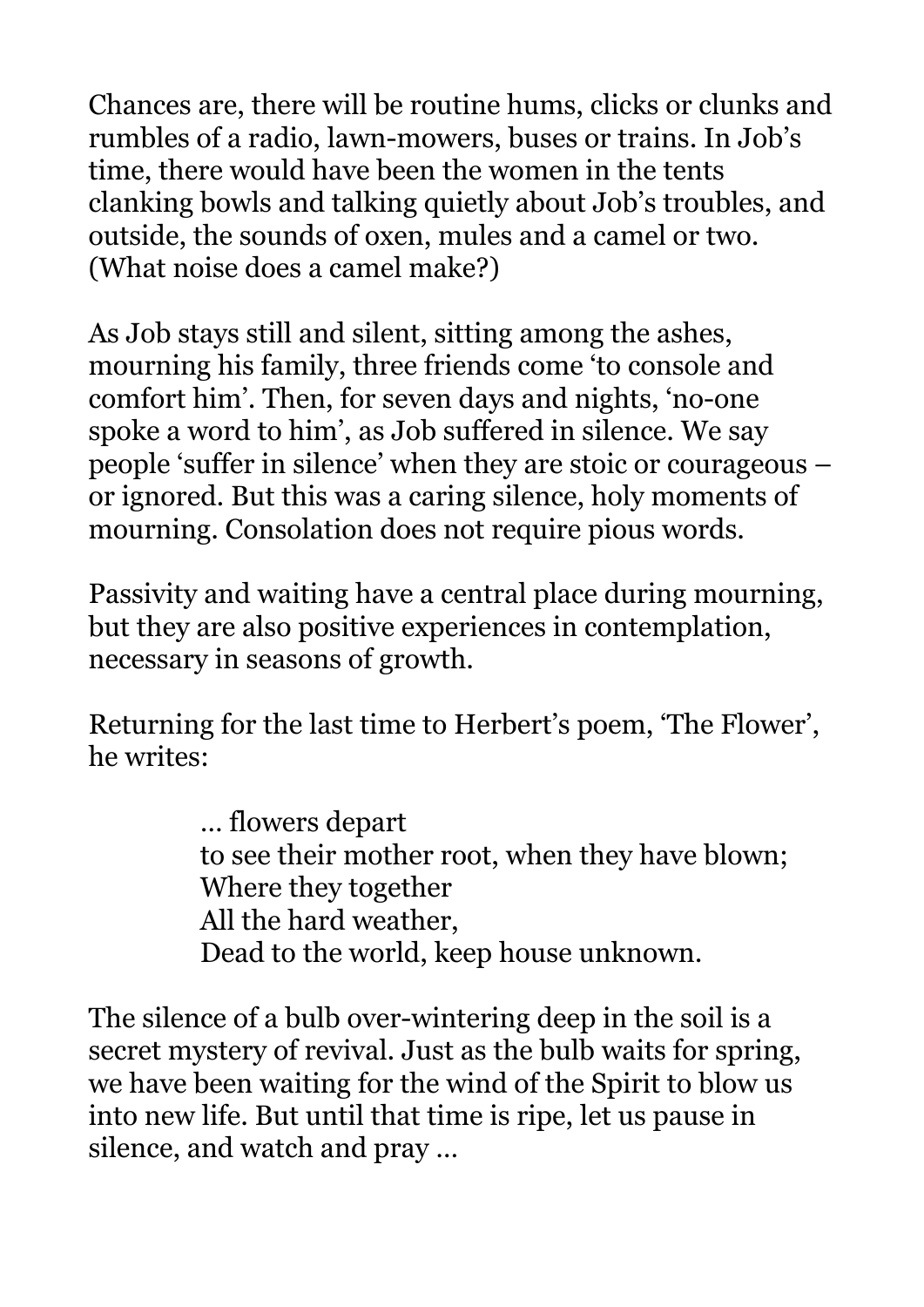Chances are, there will be routine hums, clicks or clunks and rumbles of a radio, lawn-mowers, buses or trains. In Job's time, there would have been the women in the tents clanking bowls and talking quietly about Job's troubles, and outside, the sounds of oxen, mules and a camel or two. (What noise does a camel make?)

As Job stays still and silent, sitting among the ashes, mourning his family, three friends come 'to console and comfort him'. Then, for seven days and nights, 'no-one spoke a word to him', as Job suffered in silence. We say people 'suffer in silence' when they are stoic or courageous – or ignored. But this was a caring silence, holy moments of mourning. Consolation does not require pious words.

Passivity and waiting have a central place during mourning, but they are also positive experiences in contemplation, necessary in seasons of growth.

Returning for the last time to Herbert's poem, 'The Flower', he writes:

> … flowers depart
> to see their mother root, when they have blown;
> Where they together
> All the hard weather,
> Dead to the world, keep house unknown.

The silence of a bulb over-wintering deep in the soil is a secret mystery of revival. Just as the bulb waits for spring, we have been waiting for the wind of the Spirit to blow us into new life. But until that time is ripe, let us pause in silence, and watch and pray …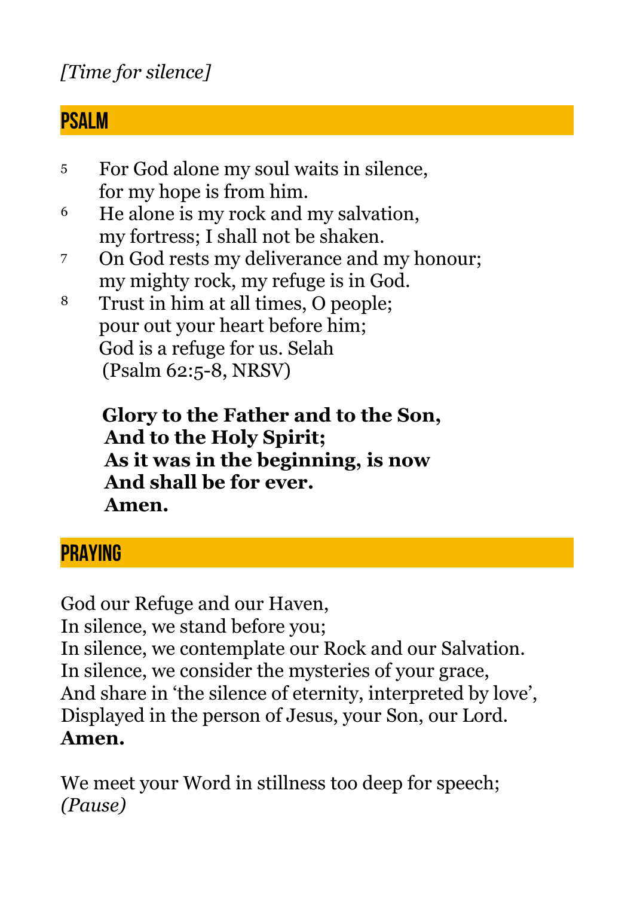*[Time for silence]*

## PSALM

5 For God alone my soul waits in silence,
for my hope is from him.
6 He alone is my rock and my salvation,
my fortress; I shall not be shaken.
7 On God rests my deliverance and my honour;
my mighty rock, my refuge is in God.
8 Trust in him at all times, O people;
pour out your heart before him;
God is a refuge for us. Selah
(Psalm 62:5-8, NRSV)

**Glory to the Father and to the Son,**
**And to the Holy Spirit;**
**As it was in the beginning, is now**
**And shall be for ever.**
**Amen.**

## PRAYING

God our Refuge and our Haven,
In silence, we stand before you;
In silence, we contemplate our Rock and our Salvation.
In silence, we consider the mysteries of your grace,
And share in 'the silence of eternity, interpreted by love',
Displayed in the person of Jesus, your Son, our Lord.
**Amen.**

We meet your Word in stillness too deep for speech;
*(Pause)*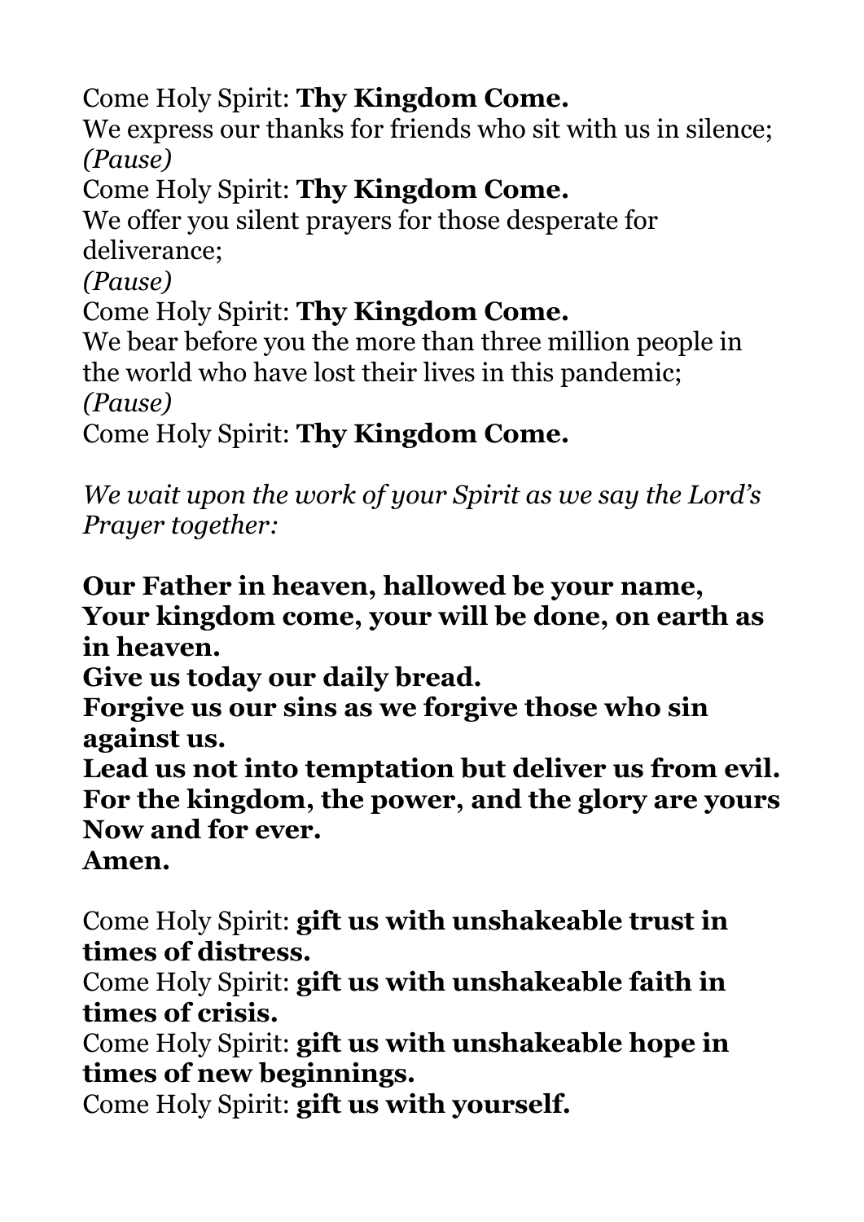Come Holy Spirit: **Thy Kingdom Come.**
We express our thanks for friends who sit with us in silence;
*(Pause)*
Come Holy Spirit: **Thy Kingdom Come.**
We offer you silent prayers for those desperate for deliverance;
*(Pause)*
Come Holy Spirit: **Thy Kingdom Come.**
We bear before you the more than three million people in the world who have lost their lives in this pandemic;
*(Pause)*
Come Holy Spirit: **Thy Kingdom Come.**

*We wait upon the work of your Spirit as we say the Lord's Prayer together:*

**Our Father in heaven, hallowed be your name,**
**Your kingdom come, your will be done, on earth as in heaven.**
**Give us today our daily bread.**
**Forgive us our sins as we forgive those who sin against us.**
**Lead us not into temptation but deliver us from evil.**
**For the kingdom, the power, and the glory are yours**
**Now and for ever.**
**Amen.**

Come Holy Spirit: **gift us with unshakeable trust in times of distress.**
Come Holy Spirit: **gift us with unshakeable faith in times of crisis.**
Come Holy Spirit: **gift us with unshakeable hope in times of new beginnings.**
Come Holy Spirit: **gift us with yourself.**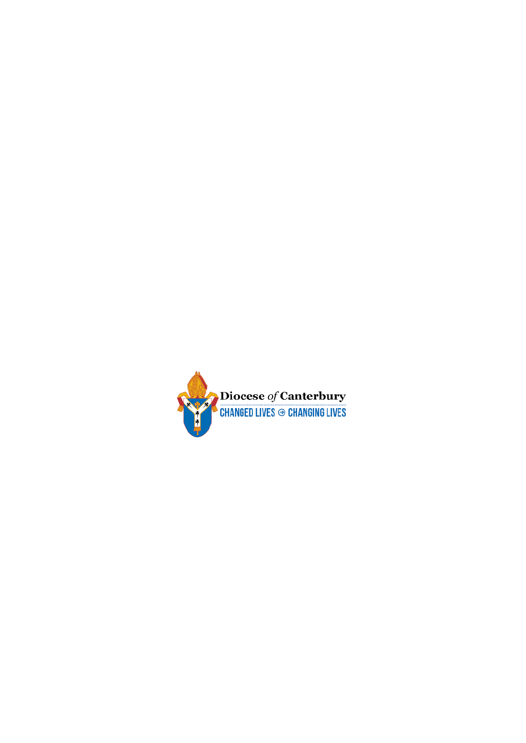Diocese of Canterbury

CHANGED LIVES ⊖ CHANGING LIVES